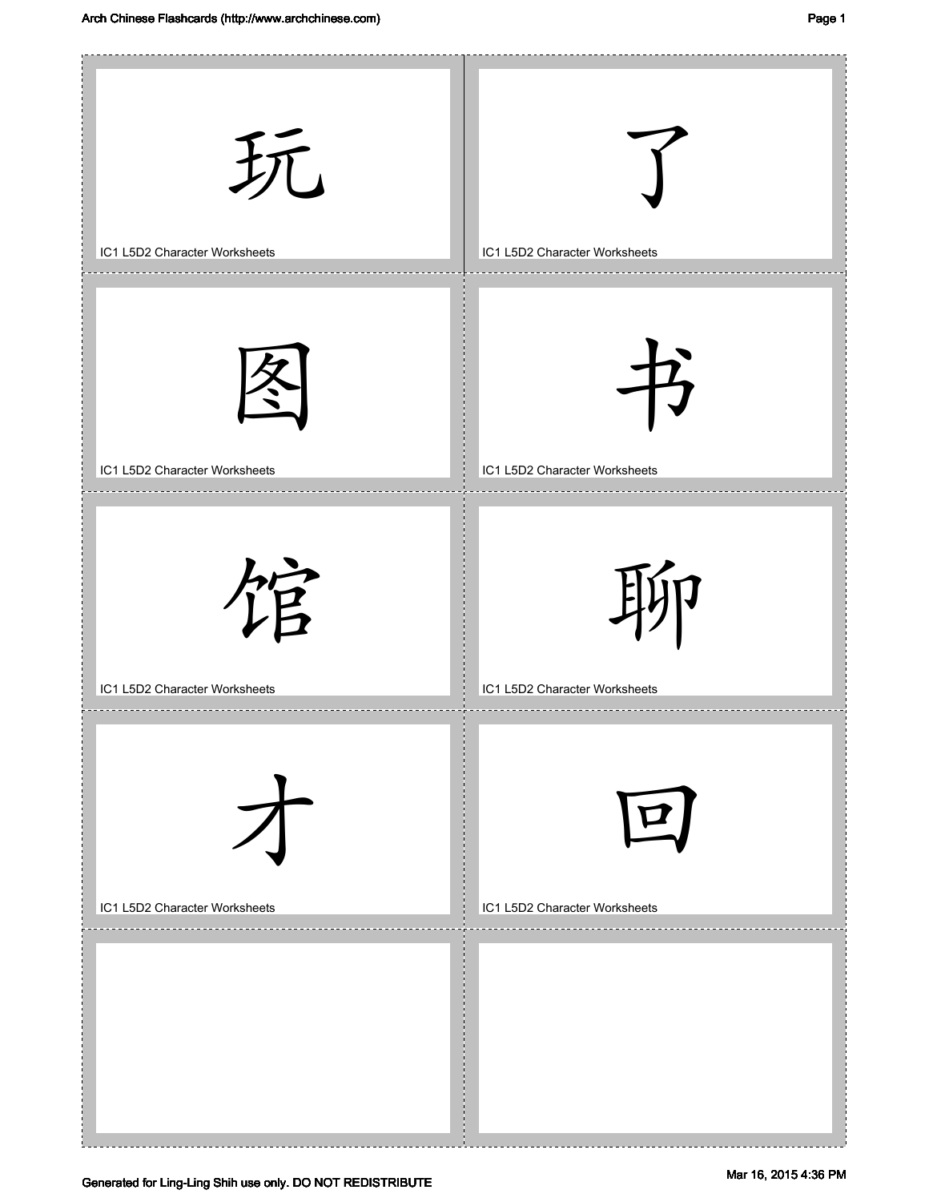| | |
|---|---|
| 玩<br>IC1 L5D2 Character Worksheets | 了<br>IC1 L5D2 Character Worksheets |
| 图<br>IC1 L5D2 Character Worksheets | 书<br>IC1 L5D2 Character Worksheets |
| 馆<br>IC1 L5D2 Character Worksheets | 聊<br>IC1 L5D2 Character Worksheets |
| 才<br>IC1 L5D2 Character Worksheets | 回<br>IC1 L5D2 Character Worksheets |
| | |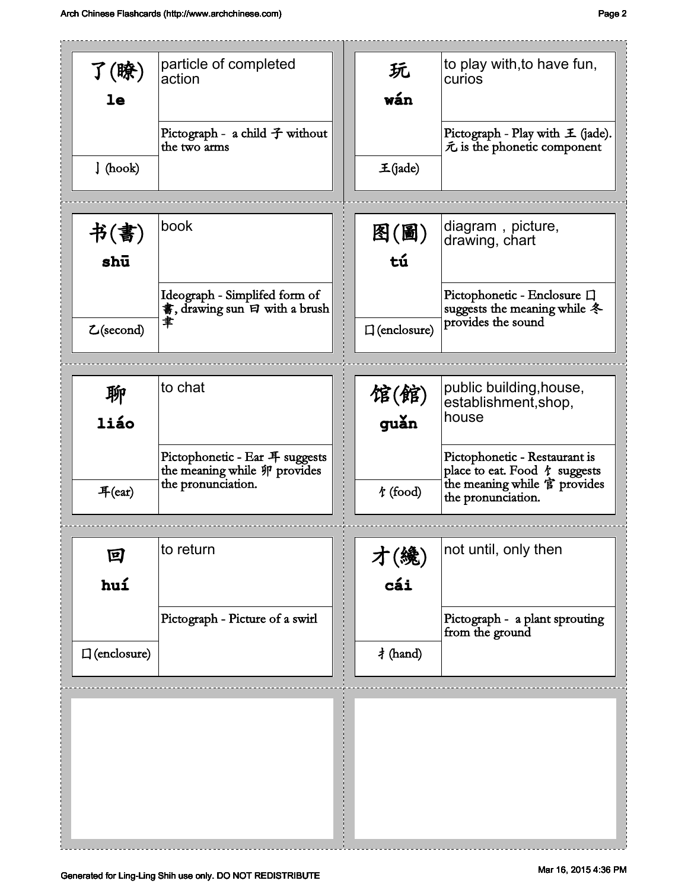| | | |
|---|---|---|
| 了(瞭) **le** | particle of completed action | Pictograph - a child 子 without the two arms |
| 亅(hook) | | |

| | | |
|---|---|---|
| 玩 **wán** | to play with,to have fun, curios | Pictograph - Play with 王 (jade). 元 is the phonetic component |
| 王(jade) | | |

| | | |
|---|---|---|
| 书(書) **shū** | book | Ideograph - Simplifed form of 書, drawing sun 曰 with a brush 聿 |
| 乙(second) | | |

| | | |
|---|---|---|
| 图(圖) **tú** | diagram，picture, drawing, chart | Pictophonetic - Enclosure 囗 suggests the meaning while 冬 provides the sound |
| 囗(enclosure) | | |

| | | |
|---|---|---|
| 聊 **liáo** | to chat | Pictophonetic - Ear 耳 suggests the meaning while 卯 provides the pronunciation. |
| 耳(ear) | | |

| | | |
|---|---|---|
| 馆(館) **guǎn** | public building,house, establishment,shop, house | Pictophonetic - Restaurant is place to eat. Food 饣 suggests the meaning while 官 provides the pronunciation. |
| 饣(food) | | |

| | | |
|---|---|---|
| 回 **huí** | to return | Pictograph - Picture of a swirl |
| 囗(enclosure) | | |

| | | |
|---|---|---|
| 才(纔) **cái** | not until, only then | Pictograph - a plant sprouting from the ground |
| 扌(hand) | | |

Generated for Ling-Ling Shih use only. DO NOT REDISTRIBUTE

Mar 16, 2015 4:36 PM